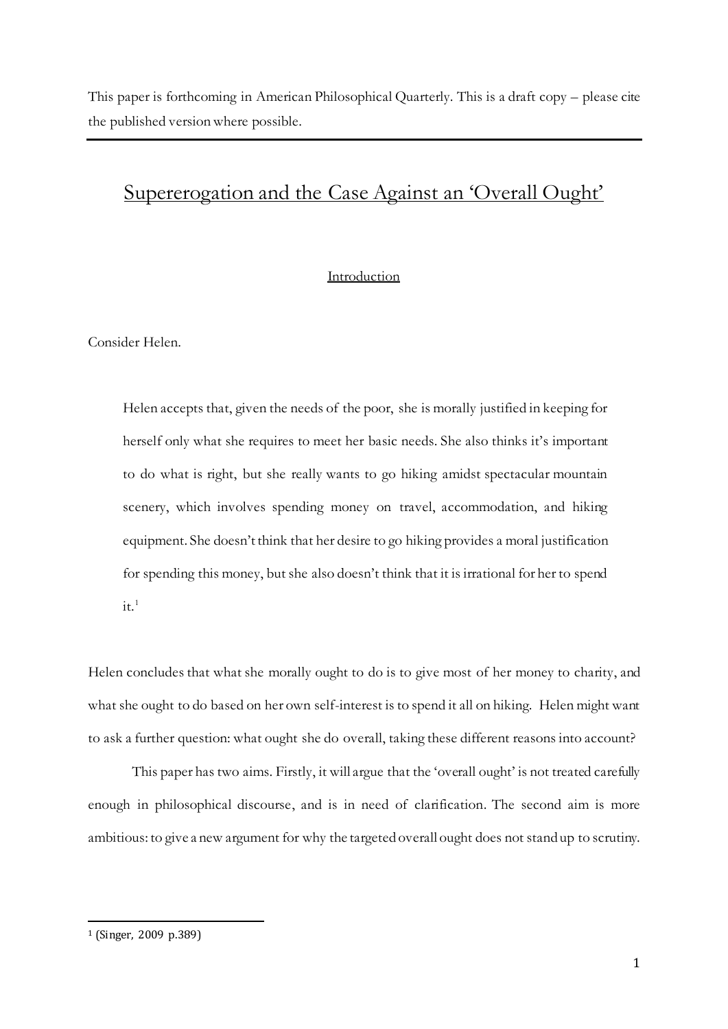This paper is forthcoming in American Philosophical Quarterly. This is a draft copy – please cite the published version where possible.

# Supererogation and the Case Against an 'Overall Ought'

## Introduction

Consider Helen.

> Helen accepts that, given the needs of the poor, she is morally justified in keeping for herself only what she requires to meet her basic needs. She also thinks it's important to do what is right, but she really wants to go hiking amidst spectacular mountain scenery, which involves spending money on travel, accommodation, and hiking equipment. She doesn't think that her desire to go hiking provides a moral justification for spending this money, but she also doesn't think that it is irrational for her to spend it.[1]

Helen concludes that what she morally ought to do is to give most of her money to charity, and what she ought to do based on her own self-interest is to spend it all on hiking. Helen might want to ask a further question: what ought she do overall, taking these different reasons into account?

This paper has two aims. Firstly, it will argue that the 'overall ought' is not treated carefully enough in philosophical discourse, and is in need of clarification. The second aim is more ambitious: to give a new argument for why the targeted overall ought does not stand up to scrutiny.

---

[1] (Singer, 2009 p.389)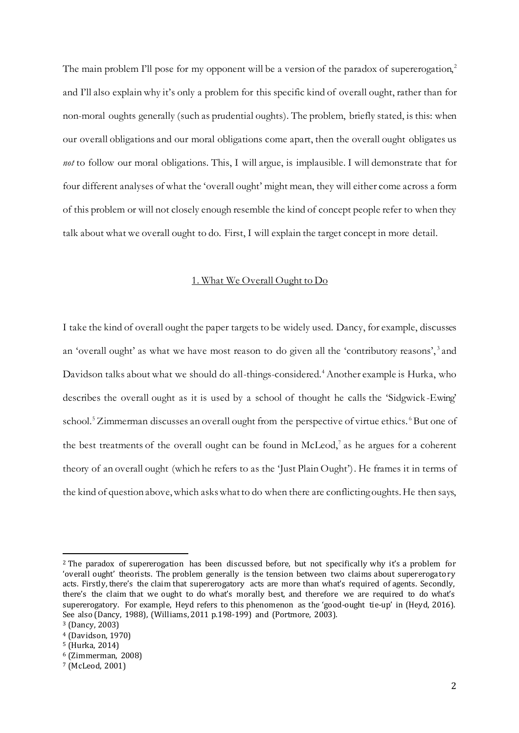The main problem I'll pose for my opponent will be a version of the paradox of supererogation,[2] and I'll also explain why it's only a problem for this specific kind of overall ought, rather than for non-moral oughts generally (such as prudential oughts). The problem, briefly stated, is this: when our overall obligations and our moral obligations come apart, then the overall ought obligates us *not* to follow our moral obligations. This, I will argue, is implausible. I will demonstrate that for four different analyses of what the 'overall ought' might mean, they will either come across a form of this problem or will not closely enough resemble the kind of concept people refer to when they talk about what we overall ought to do. First, I will explain the target concept in more detail.

## 1. What We Overall Ought to Do

I take the kind of overall ought the paper targets to be widely used. Dancy, for example, discusses an 'overall ought' as what we have most reason to do given all the 'contributory reasons',[3] and Davidson talks about what we should do all-things-considered.[4] Another example is Hurka, who describes the overall ought as it is used by a school of thought he calls the 'Sidgwick-Ewing' school.[5] Zimmerman discusses an overall ought from the perspective of virtue ethics.[6] But one of the best treatments of the overall ought can be found in McLeod,[7] as he argues for a coherent theory of an overall ought (which he refers to as the 'Just Plain Ought'). He frames it in terms of the kind of question above, which asks what to do when there are conflicting oughts. He then says,

---

[2] The paradox of supererogation has been discussed before, but not specifically why it's a problem for 'overall ought' theorists. The problem generally is the tension between two claims about supererogatory acts. Firstly, there's the claim that supererogatory acts are more than what's required of agents. Secondly, there's the claim that we ought to do what's morally best, and therefore we are required to do what's supererogatory. For example, Heyd refers to this phenomenon as the 'good-ought tie-up' in (Heyd, 2016). See also (Dancy, 1988), (Williams, 2011 p.198-199) and (Portmore, 2003).

[3] (Dancy, 2003)

[4] (Davidson, 1970)

[5] (Hurka, 2014)

[6] (Zimmerman, 2008)

[7] (McLeod, 2001)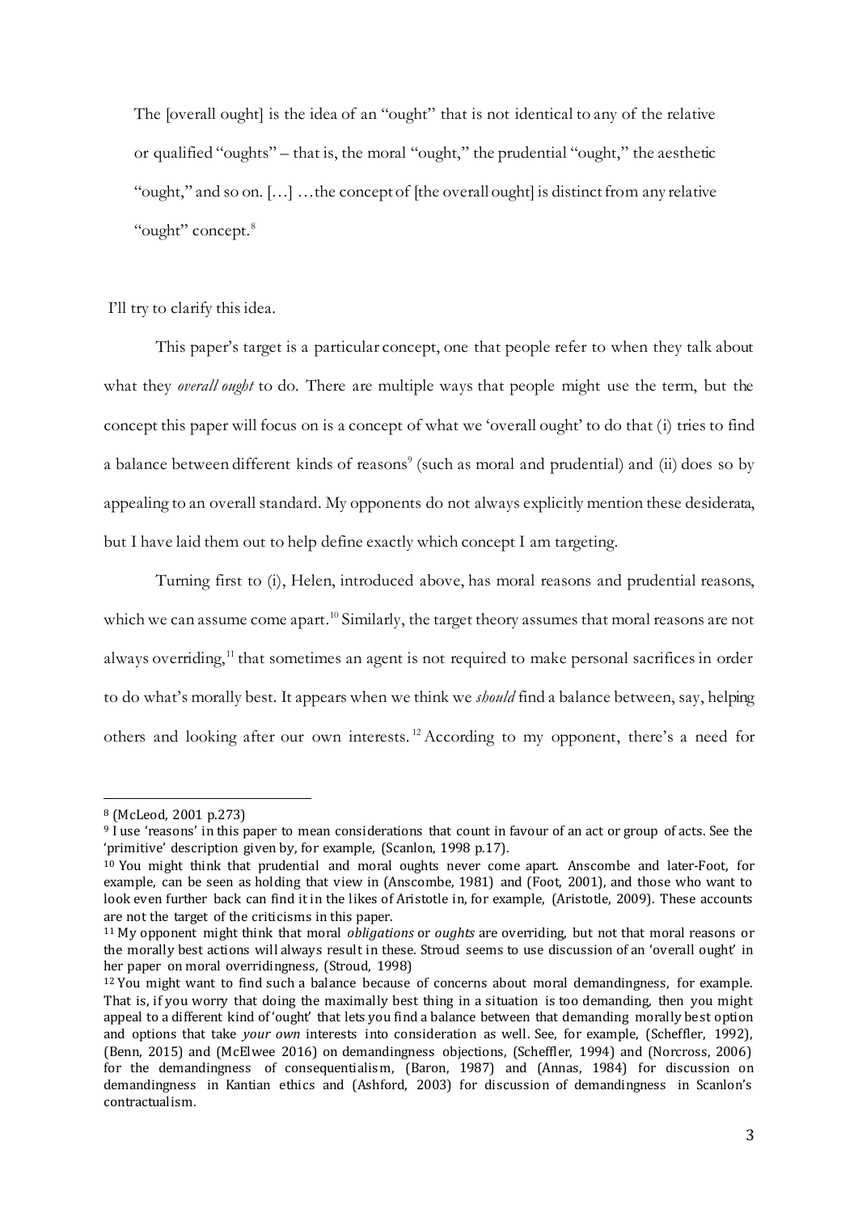> The [overall ought] is the idea of an "ought" that is not identical to any of the relative or qualified "oughts" – that is, the moral "ought," the prudential "ought," the aesthetic "ought," and so on. […] …the concept of [the overall ought] is distinct from any relative "ought" concept.[8]

I'll try to clarify this idea.

This paper's target is a particular concept, one that people refer to when they talk about what they *overall ought* to do. There are multiple ways that people might use the term, but the concept this paper will focus on is a concept of what we 'overall ought' to do that (i) tries to find a balance between different kinds of reasons[9] (such as moral and prudential) and (ii) does so by appealing to an overall standard. My opponents do not always explicitly mention these desiderata, but I have laid them out to help define exactly which concept I am targeting.

Turning first to (i), Helen, introduced above, has moral reasons and prudential reasons, which we can assume come apart.[10] Similarly, the target theory assumes that moral reasons are not always overriding,[11] that sometimes an agent is not required to make personal sacrifices in order to do what's morally best. It appears when we think we *should* find a balance between, say, helping others and looking after our own interests.[12] According to my opponent, there's a need for

---

[8] (McLeod, 2001 p.273)

[9] I use 'reasons' in this paper to mean considerations that count in favour of an act or group of acts. See the 'primitive' description given by, for example, (Scanlon, 1998 p.17).

[10] You might think that prudential and moral oughts never come apart. Anscombe and later-Foot, for example, can be seen as holding that view in (Anscombe, 1981) and (Foot, 2001), and those who want to look even further back can find it in the likes of Aristotle in, for example, (Aristotle, 2009). These accounts are not the target of the criticisms in this paper.

[11] My opponent might think that moral *obligations* or *oughts* are overriding, but not that moral reasons or the morally best actions will always result in these. Stroud seems to use discussion of an 'overall ought' in her paper on moral overridingness, (Stroud, 1998)

[12] You might want to find such a balance because of concerns about moral demandingness, for example. That is, if you worry that doing the maximally best thing in a situation is too demanding, then you might appeal to a different kind of 'ought' that lets you find a balance between that demanding morally best option and options that take *your own* interests into consideration as well. See, for example, (Scheffler, 1992), (Benn, 2015) and (McElwee 2016) on demandingness objections, (Scheffler, 1994) and (Norcross, 2006) for the demandingness of consequentialism, (Baron, 1987) and (Annas, 1984) for discussion on demandingness in Kantian ethics and (Ashford, 2003) for discussion of demandingness in Scanlon's contractualism.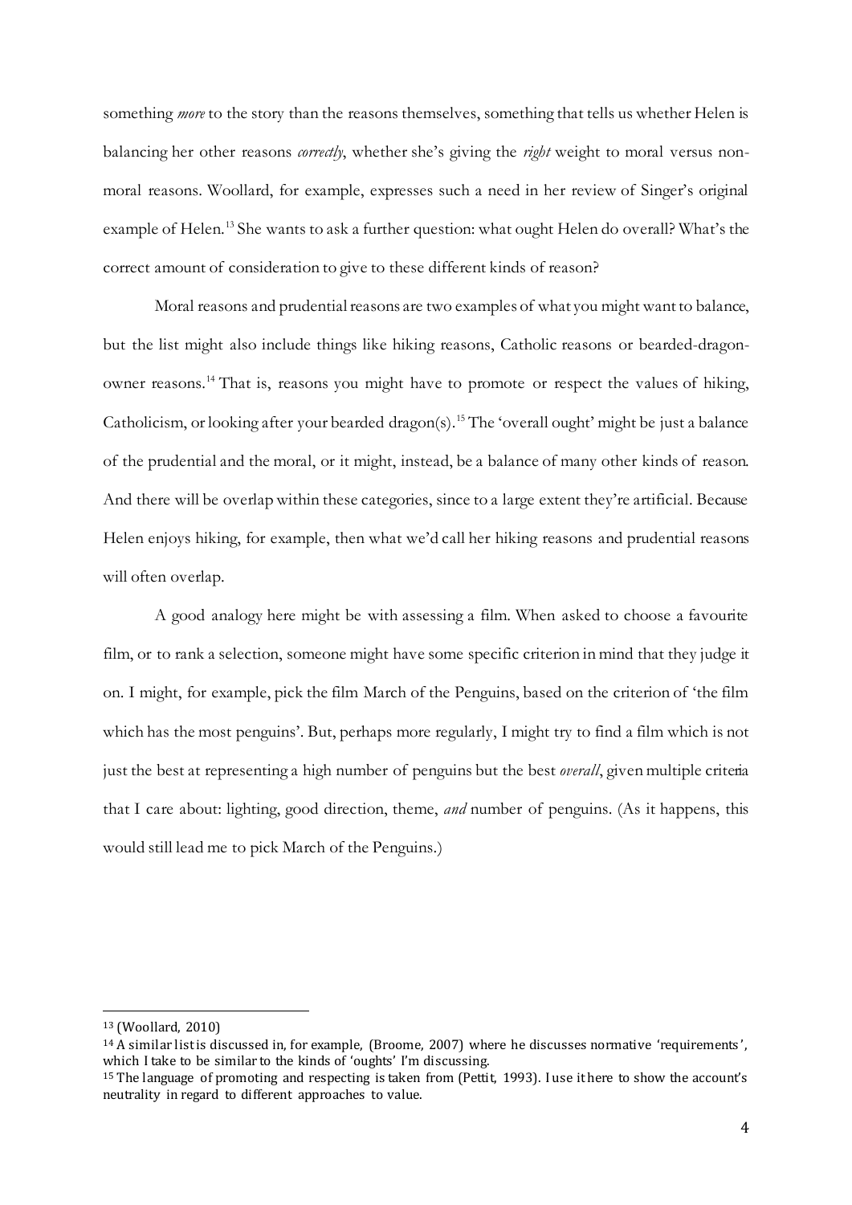something *more* to the story than the reasons themselves, something that tells us whether Helen is balancing her other reasons *correctly*, whether she's giving the *right* weight to moral versus non-moral reasons. Woollard, for example, expresses such a need in her review of Singer's original example of Helen.[13] She wants to ask a further question: what ought Helen do overall? What's the correct amount of consideration to give to these different kinds of reason?

Moral reasons and prudential reasons are two examples of what you might want to balance, but the list might also include things like hiking reasons, Catholic reasons or bearded-dragon-owner reasons.[14] That is, reasons you might have to promote or respect the values of hiking, Catholicism, or looking after your bearded dragon(s).[15] The 'overall ought' might be just a balance of the prudential and the moral, or it might, instead, be a balance of many other kinds of reason. And there will be overlap within these categories, since to a large extent they're artificial. Because Helen enjoys hiking, for example, then what we'd call her hiking reasons and prudential reasons will often overlap.

A good analogy here might be with assessing a film. When asked to choose a favourite film, or to rank a selection, someone might have some specific criterion in mind that they judge it on. I might, for example, pick the film March of the Penguins, based on the criterion of 'the film which has the most penguins'. But, perhaps more regularly, I might try to find a film which is not just the best at representing a high number of penguins but the best *overall*, given multiple criteria that I care about: lighting, good direction, theme, *and* number of penguins. (As it happens, this would still lead me to pick March of the Penguins.)

---

[13] (Woollard, 2010)

[14] A similar list is discussed in, for example, (Broome, 2007) where he discusses normative 'requirements', which I take to be similar to the kinds of 'oughts' I'm discussing.

[15] The language of promoting and respecting is taken from (Pettit, 1993). I use it here to show the account's neutrality in regard to different approaches to value.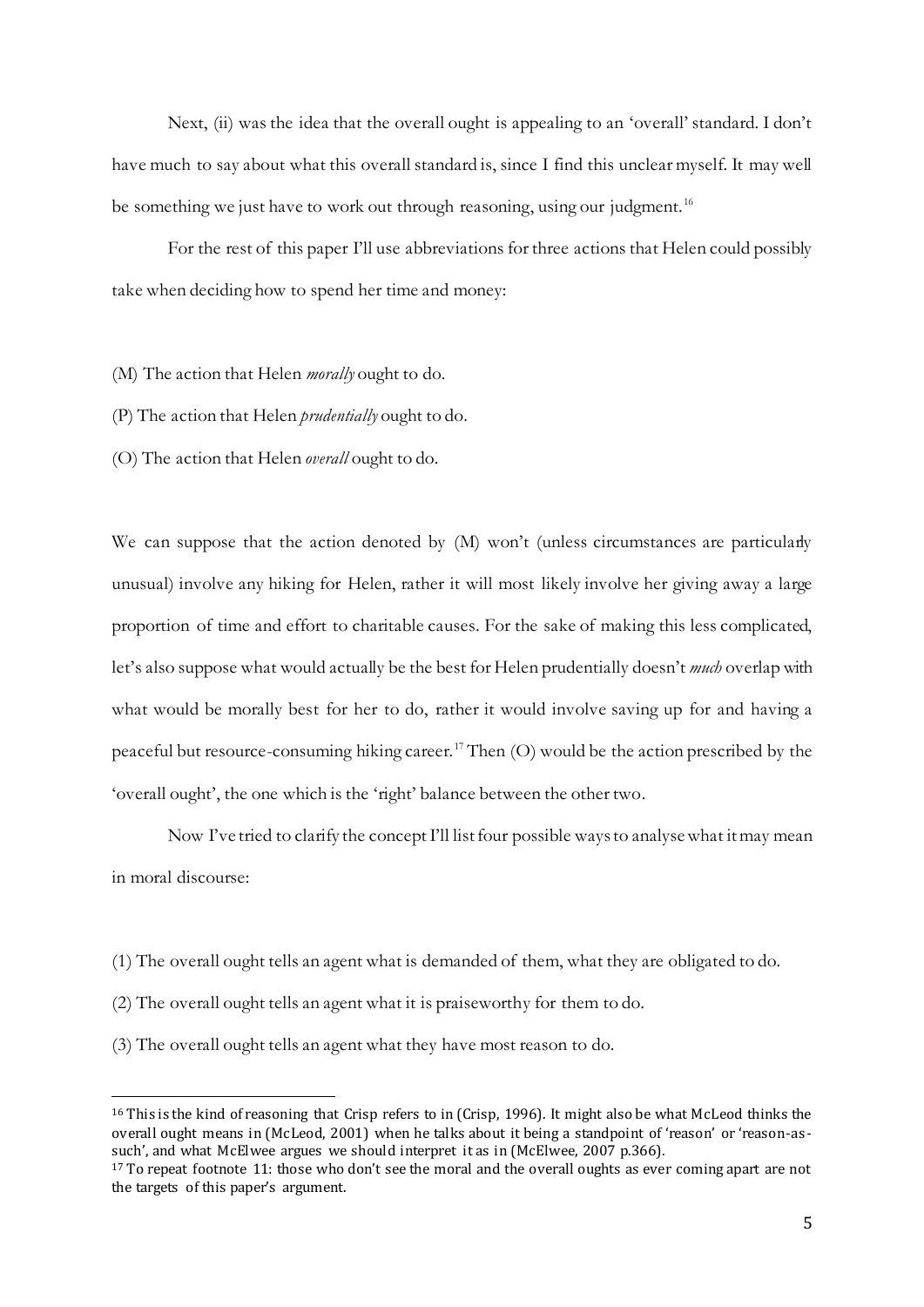Next, (ii) was the idea that the overall ought is appealing to an 'overall' standard. I don't have much to say about what this overall standard is, since I find this unclear myself. It may well be something we just have to work out through reasoning, using our judgment.[16]

For the rest of this paper I'll use abbreviations for three actions that Helen could possibly take when deciding how to spend her time and money:

(M) The action that Helen *morally* ought to do.

(P) The action that Helen *prudentially* ought to do.

(O) The action that Helen *overall* ought to do.

We can suppose that the action denoted by (M) won't (unless circumstances are particularly unusual) involve any hiking for Helen, rather it will most likely involve her giving away a large proportion of time and effort to charitable causes. For the sake of making this less complicated, let's also suppose what would actually be the best for Helen prudentially doesn't *much* overlap with what would be morally best for her to do, rather it would involve saving up for and having a peaceful but resource-consuming hiking career.[17] Then (O) would be the action prescribed by the 'overall ought', the one which is the 'right' balance between the other two.

Now I've tried to clarify the concept I'll list four possible ways to analyse what it may mean in moral discourse:

(1) The overall ought tells an agent what is demanded of them, what they are obligated to do.

(2) The overall ought tells an agent what it is praiseworthy for them to do.

(3) The overall ought tells an agent what they have most reason to do.

---

[16] This is the kind of reasoning that Crisp refers to in (Crisp, 1996). It might also be what McLeod thinks the overall ought means in (McLeod, 2001) when he talks about it being a standpoint of 'reason' or 'reason-as-such', and what McElwee argues we should interpret it as in (McElwee, 2007 p.366).

[17] To repeat footnote 11: those who don't see the moral and the overall oughts as ever coming apart are not the targets of this paper's argument.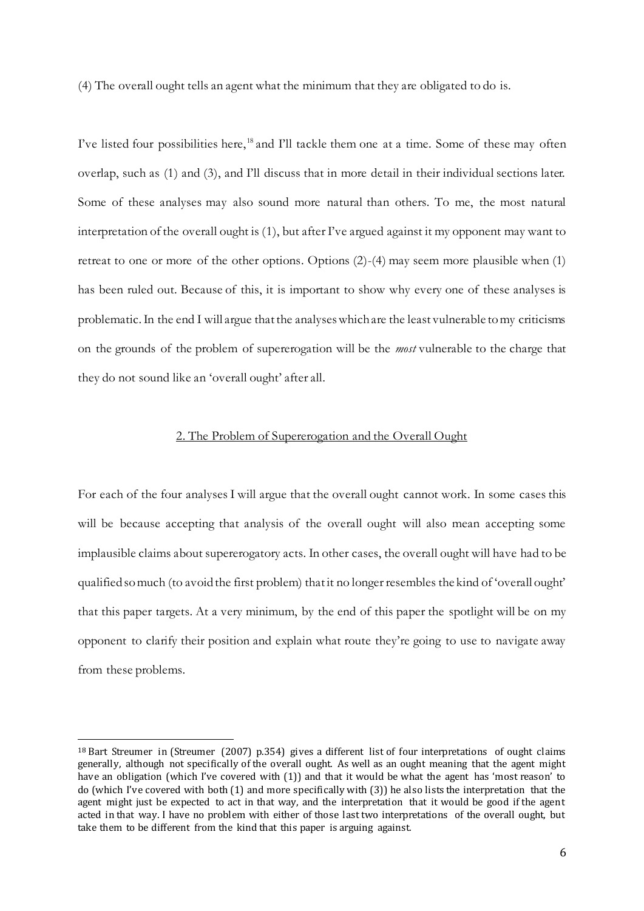(4) The overall ought tells an agent what the minimum that they are obligated to do is.

I've listed four possibilities here,[18] and I'll tackle them one at a time. Some of these may often overlap, such as (1) and (3), and I'll discuss that in more detail in their individual sections later. Some of these analyses may also sound more natural than others. To me, the most natural interpretation of the overall ought is (1), but after I've argued against it my opponent may want to retreat to one or more of the other options. Options (2)-(4) may seem more plausible when (1) has been ruled out. Because of this, it is important to show why every one of these analyses is problematic. In the end I will argue that the analyses which are the least vulnerable to my criticisms on the grounds of the problem of supererogation will be the *most* vulnerable to the charge that they do not sound like an 'overall ought' after all.

## 2. The Problem of Supererogation and the Overall Ought

For each of the four analyses I will argue that the overall ought cannot work. In some cases this will be because accepting that analysis of the overall ought will also mean accepting some implausible claims about supererogatory acts. In other cases, the overall ought will have had to be qualified so much (to avoid the first problem) that it no longer resembles the kind of 'overall ought' that this paper targets. At a very minimum, by the end of this paper the spotlight will be on my opponent to clarify their position and explain what route they're going to use to navigate away from these problems.

---

[18] Bart Streumer in (Streumer (2007) p.354) gives a different list of four interpretations of ought claims generally, although not specifically of the overall ought. As well as an ought meaning that the agent might have an obligation (which I've covered with (1)) and that it would be what the agent has 'most reason' to do (which I've covered with both (1) and more specifically with (3)) he also lists the interpretation that the agent might just be expected to act in that way, and the interpretation that it would be good if the agent acted in that way. I have no problem with either of those last two interpretations of the overall ought, but take them to be different from the kind that this paper is arguing against.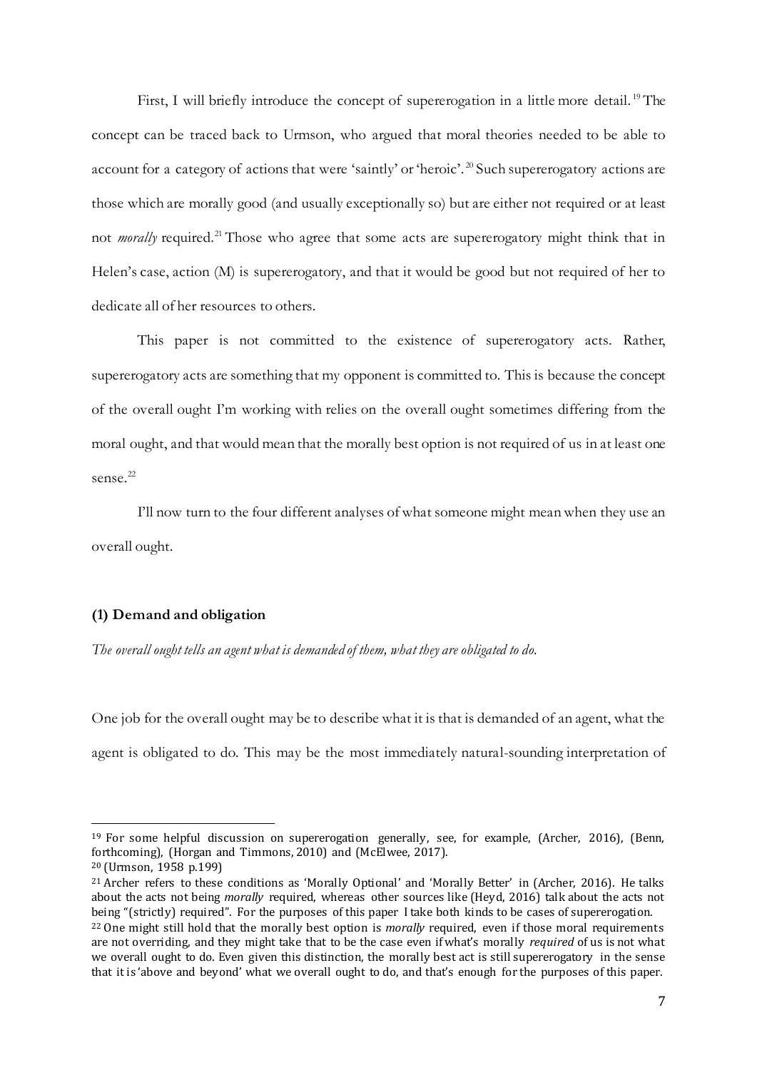First, I will briefly introduce the concept of supererogation in a little more detail.[19] The concept can be traced back to Urmson, who argued that moral theories needed to be able to account for a category of actions that were 'saintly' or 'heroic'.[20] Such supererogatory actions are those which are morally good (and usually exceptionally so) but are either not required or at least not *morally* required.[21] Those who agree that some acts are supererogatory might think that in Helen's case, action (M) is supererogatory, and that it would be good but not required of her to dedicate all of her resources to others.

This paper is not committed to the existence of supererogatory acts. Rather, supererogatory acts are something that my opponent is committed to. This is because the concept of the overall ought I'm working with relies on the overall ought sometimes differing from the moral ought, and that would mean that the morally best option is not required of us in at least one sense.[22]

I'll now turn to the four different analyses of what someone might mean when they use an overall ought.

### (1) Demand and obligation

*The overall ought tells an agent what is demanded of them, what they are obligated to do.*

One job for the overall ought may be to describe what it is that is demanded of an agent, what the agent is obligated to do. This may be the most immediately natural-sounding interpretation of

---

[19] For some helpful discussion on supererogation generally, see, for example, (Archer, 2016), (Benn, forthcoming), (Horgan and Timmons, 2010) and (McElwee, 2017).

[20] (Urmson, 1958 p.199)

[21] Archer refers to these conditions as 'Morally Optional' and 'Morally Better' in (Archer, 2016). He talks about the acts not being *morally* required, whereas other sources like (Heyd, 2016) talk about the acts not being "(strictly) required". For the purposes of this paper I take both kinds to be cases of supererogation.

[22] One might still hold that the morally best option is *morally* required, even if those moral requirements are not overriding, and they might take that to be the case even if what's morally *required* of us is not what we overall ought to do. Even given this distinction, the morally best act is still supererogatory in the sense that it is 'above and beyond' what we overall ought to do, and that's enough for the purposes of this paper.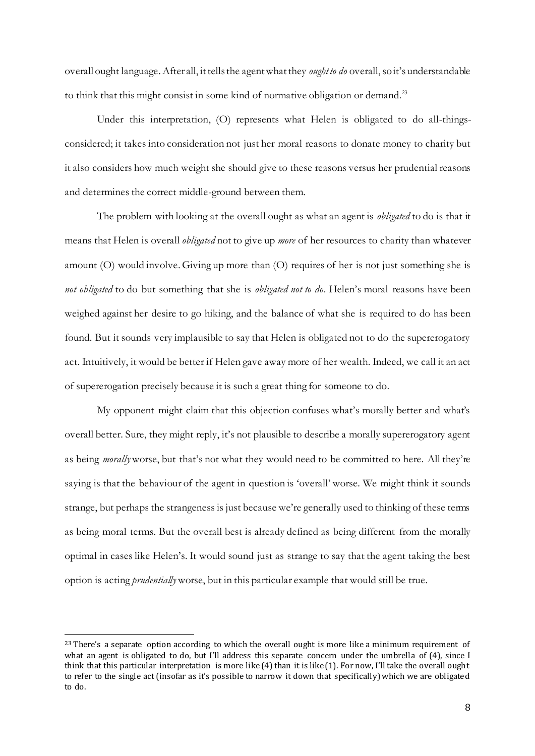overall ought language. After all, it tells the agent what they *ought to do* overall, so it's understandable to think that this might consist in some kind of normative obligation or demand.[23]

Under this interpretation, (O) represents what Helen is obligated to do all-things-considered; it takes into consideration not just her moral reasons to donate money to charity but it also considers how much weight she should give to these reasons versus her prudential reasons and determines the correct middle-ground between them.

The problem with looking at the overall ought as what an agent is *obligated* to do is that it means that Helen is overall *obligated* not to give up *more* of her resources to charity than whatever amount (O) would involve. Giving up more than (O) requires of her is not just something she is *not obligated* to do but something that she is *obligated not to do*. Helen's moral reasons have been weighed against her desire to go hiking, and the balance of what she is required to do has been found. But it sounds very implausible to say that Helen is obligated not to do the supererogatory act. Intuitively, it would be better if Helen gave away more of her wealth. Indeed, we call it an act of supererogation precisely because it is such a great thing for someone to do.

My opponent might claim that this objection confuses what's morally better and what's overall better. Sure, they might reply, it's not plausible to describe a morally supererogatory agent as being *morally* worse, but that's not what they would need to be committed to here. All they're saying is that the behaviour of the agent in question is 'overall' worse. We might think it sounds strange, but perhaps the strangeness is just because we're generally used to thinking of these terms as being moral terms. But the overall best is already defined as being different from the morally optimal in cases like Helen's. It would sound just as strange to say that the agent taking the best option is acting *prudentially* worse, but in this particular example that would still be true.

---

[23] There's a separate option according to which the overall ought is more like a minimum requirement of what an agent is obligated to do, but I'll address this separate concern under the umbrella of (4), since I think that this particular interpretation is more like (4) than it is like (1). For now, I'll take the overall ought to refer to the single act (insofar as it's possible to narrow it down that specifically) which we are obligated to do.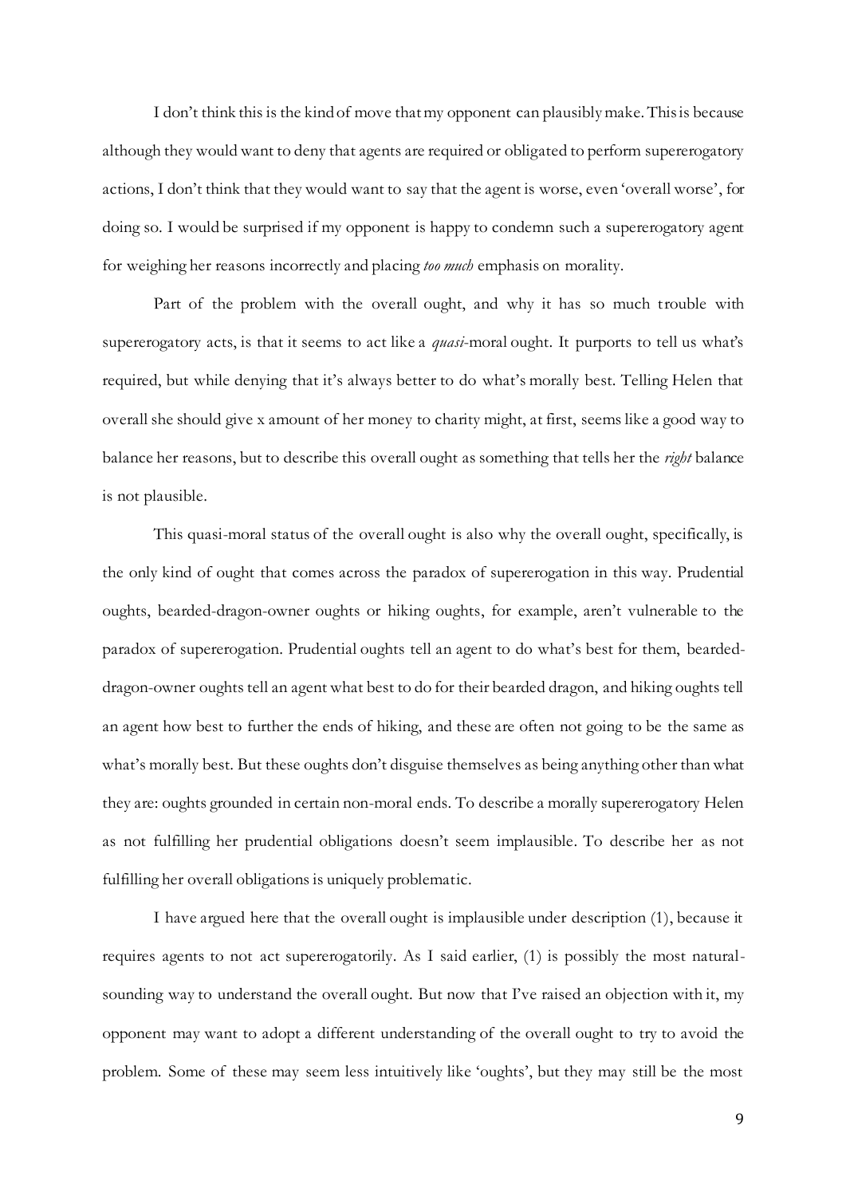I don't think this is the kind of move that my opponent can plausibly make. This is because although they would want to deny that agents are required or obligated to perform supererogatory actions, I don't think that they would want to say that the agent is worse, even 'overall worse', for doing so. I would be surprised if my opponent is happy to condemn such a supererogatory agent for weighing her reasons incorrectly and placing *too much* emphasis on morality.

Part of the problem with the overall ought, and why it has so much trouble with supererogatory acts, is that it seems to act like a *quasi*-moral ought. It purports to tell us what's required, but while denying that it's always better to do what's morally best. Telling Helen that overall she should give x amount of her money to charity might, at first, seems like a good way to balance her reasons, but to describe this overall ought as something that tells her the *right* balance is not plausible.

This quasi-moral status of the overall ought is also why the overall ought, specifically, is the only kind of ought that comes across the paradox of supererogation in this way. Prudential oughts, bearded-dragon-owner oughts or hiking oughts, for example, aren't vulnerable to the paradox of supererogation. Prudential oughts tell an agent to do what's best for them, bearded-dragon-owner oughts tell an agent what best to do for their bearded dragon, and hiking oughts tell an agent how best to further the ends of hiking, and these are often not going to be the same as what's morally best. But these oughts don't disguise themselves as being anything other than what they are: oughts grounded in certain non-moral ends. To describe a morally supererogatory Helen as not fulfilling her prudential obligations doesn't seem implausible. To describe her as not fulfilling her overall obligations is uniquely problematic.

I have argued here that the overall ought is implausible under description (1), because it requires agents to not act supererogatorily. As I said earlier, (1) is possibly the most natural-sounding way to understand the overall ought. But now that I've raised an objection with it, my opponent may want to adopt a different understanding of the overall ought to try to avoid the problem. Some of these may seem less intuitively like 'oughts', but they may still be the most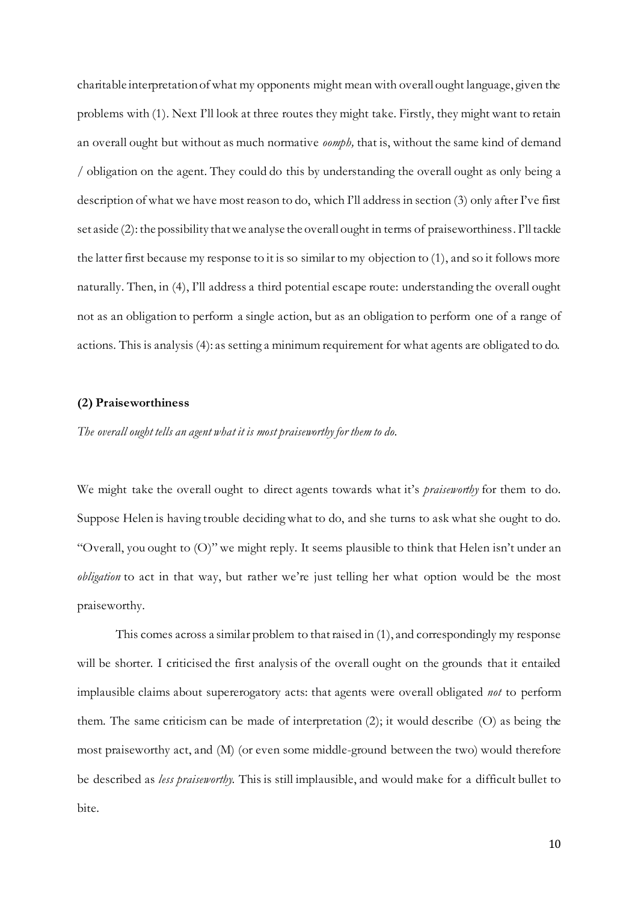charitable interpretation of what my opponents might mean with overall ought language, given the problems with (1). Next I'll look at three routes they might take. Firstly, they might want to retain an overall ought but without as much normative *oomph,* that is, without the same kind of demand / obligation on the agent. They could do this by understanding the overall ought as only being a description of what we have most reason to do, which I'll address in section (3) only after I've first set aside (2): the possibility that we analyse the overall ought in terms of praiseworthiness. I'll tackle the latter first because my response to it is so similar to my objection to (1), and so it follows more naturally. Then, in (4), I'll address a third potential escape route: understanding the overall ought not as an obligation to perform a single action, but as an obligation to perform one of a range of actions. This is analysis (4): as setting a minimum requirement for what agents are obligated to do.

**(2) Praiseworthiness**

*The overall ought tells an agent what it is most praiseworthy for them to do.*

We might take the overall ought to direct agents towards what it's *praiseworthy* for them to do. Suppose Helen is having trouble deciding what to do, and she turns to ask what she ought to do. "Overall, you ought to (O)" we might reply. It seems plausible to think that Helen isn't under an *obligation* to act in that way, but rather we're just telling her what option would be the most praiseworthy.

This comes across a similar problem to that raised in (1), and correspondingly my response will be shorter. I criticised the first analysis of the overall ought on the grounds that it entailed implausible claims about supererogatory acts: that agents were overall obligated *not* to perform them. The same criticism can be made of interpretation (2); it would describe (O) as being the most praiseworthy act, and (M) (or even some middle-ground between the two) would therefore be described as *less praiseworthy.* This is still implausible, and would make for a difficult bullet to bite.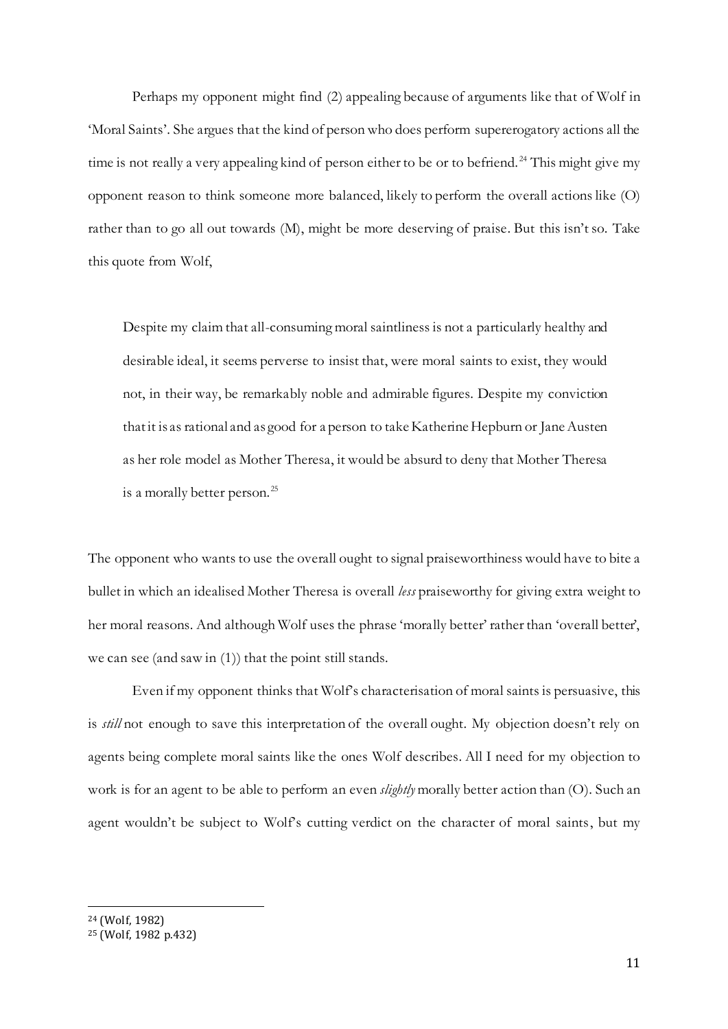Perhaps my opponent might find (2) appealing because of arguments like that of Wolf in 'Moral Saints'. She argues that the kind of person who does perform supererogatory actions all the time is not really a very appealing kind of person either to be or to befriend.[24] This might give my opponent reason to think someone more balanced, likely to perform the overall actions like (O) rather than to go all out towards (M), might be more deserving of praise. But this isn't so. Take this quote from Wolf,

> Despite my claim that all-consuming moral saintliness is not a particularly healthy and desirable ideal, it seems perverse to insist that, were moral saints to exist, they would not, in their way, be remarkably noble and admirable figures. Despite my conviction that it is as rational and as good for a person to take Katherine Hepburn or Jane Austen as her role model as Mother Theresa, it would be absurd to deny that Mother Theresa is a morally better person.[25]

The opponent who wants to use the overall ought to signal praiseworthiness would have to bite a bullet in which an idealised Mother Theresa is overall *less* praiseworthy for giving extra weight to her moral reasons. And although Wolf uses the phrase 'morally better' rather than 'overall better', we can see (and saw in (1)) that the point still stands.

Even if my opponent thinks that Wolf's characterisation of moral saints is persuasive, this is *still* not enough to save this interpretation of the overall ought. My objection doesn't rely on agents being complete moral saints like the ones Wolf describes. All I need for my objection to work is for an agent to be able to perform an even *slightly* morally better action than (O). Such an agent wouldn't be subject to Wolf's cutting verdict on the character of moral saints, but my

---

[24] (Wolf, 1982)

[25] (Wolf, 1982 p.432)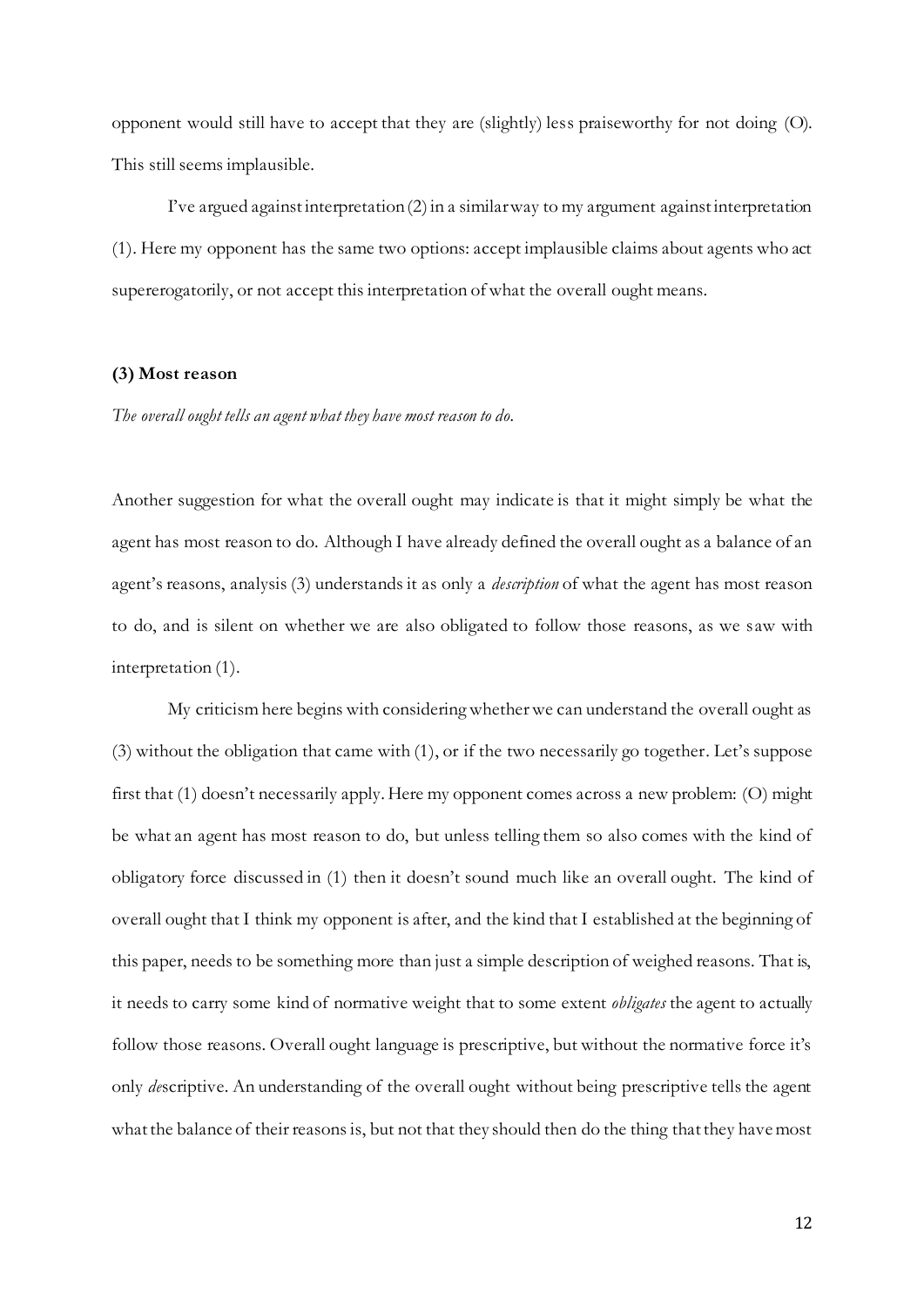opponent would still have to accept that they are (slightly) less praiseworthy for not doing (O). This still seems implausible.

I've argued against interpretation (2) in a similar way to my argument against interpretation (1). Here my opponent has the same two options: accept implausible claims about agents who act supererogatorily, or not accept this interpretation of what the overall ought means.

**(3) Most reason**

*The overall ought tells an agent what they have most reason to do.*

Another suggestion for what the overall ought may indicate is that it might simply be what the agent has most reason to do. Although I have already defined the overall ought as a balance of an agent's reasons, analysis (3) understands it as only a *description* of what the agent has most reason to do, and is silent on whether we are also obligated to follow those reasons, as we saw with interpretation (1).

My criticism here begins with considering whether we can understand the overall ought as (3) without the obligation that came with (1), or if the two necessarily go together. Let's suppose first that (1) doesn't necessarily apply. Here my opponent comes across a new problem: (O) might be what an agent has most reason to do, but unless telling them so also comes with the kind of obligatory force discussed in (1) then it doesn't sound much like an overall ought. The kind of overall ought that I think my opponent is after, and the kind that I established at the beginning of this paper, needs to be something more than just a simple description of weighed reasons. That is, it needs to carry some kind of normative weight that to some extent *obligates* the agent to actually follow those reasons. Overall ought language is prescriptive, but without the normative force it's only *de*scriptive. An understanding of the overall ought without being prescriptive tells the agent what the balance of their reasons is, but not that they should then do the thing that they have most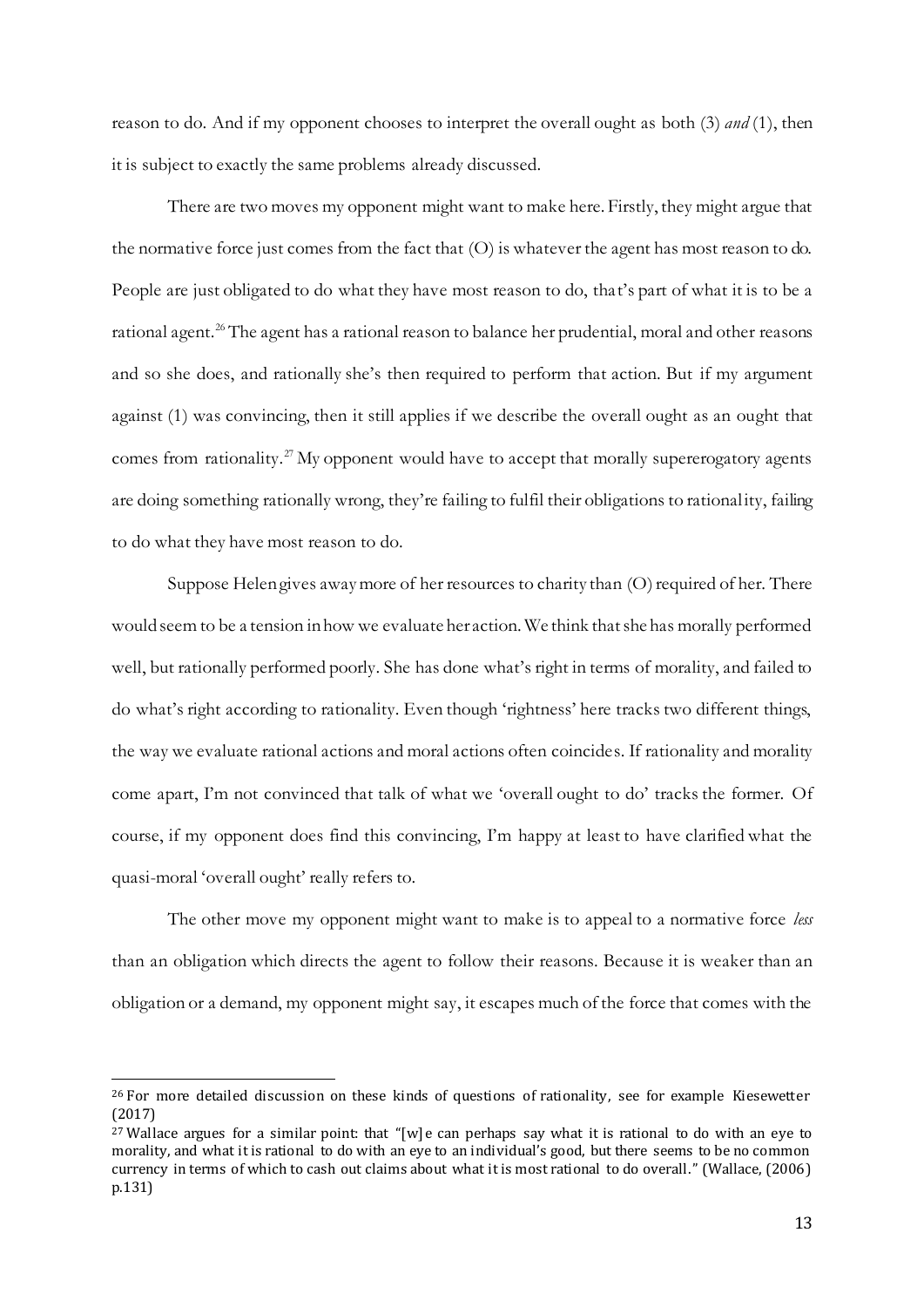reason to do. And if my opponent chooses to interpret the overall ought as both (3) *and* (1), then it is subject to exactly the same problems already discussed.

There are two moves my opponent might want to make here. Firstly, they might argue that the normative force just comes from the fact that (O) is whatever the agent has most reason to do. People are just obligated to do what they have most reason to do, that's part of what it is to be a rational agent.[26] The agent has a rational reason to balance her prudential, moral and other reasons and so she does, and rationally she's then required to perform that action. But if my argument against (1) was convincing, then it still applies if we describe the overall ought as an ought that comes from rationality.[27] My opponent would have to accept that morally supererogatory agents are doing something rationally wrong, they're failing to fulfil their obligations to rationality, failing to do what they have most reason to do.

Suppose Helen gives away more of her resources to charity than (O) required of her. There would seem to be a tension in how we evaluate her action. We think that she has morally performed well, but rationally performed poorly. She has done what's right in terms of morality, and failed to do what's right according to rationality. Even though 'rightness' here tracks two different things, the way we evaluate rational actions and moral actions often coincides. If rationality and morality come apart, I'm not convinced that talk of what we 'overall ought to do' tracks the former. Of course, if my opponent does find this convincing, I'm happy at least to have clarified what the quasi-moral 'overall ought' really refers to.

The other move my opponent might want to make is to appeal to a normative force *less* than an obligation which directs the agent to follow their reasons. Because it is weaker than an obligation or a demand, my opponent might say, it escapes much of the force that comes with the

---

[26] For more detailed discussion on these kinds of questions of rationality, see for example Kiesewetter (2017)

[27] Wallace argues for a similar point: that "[w]e can perhaps say what it is rational to do with an eye to morality, and what it is rational to do with an eye to an individual's good, but there seems to be no common currency in terms of which to cash out claims about what it is most rational to do overall." (Wallace, (2006) p.131)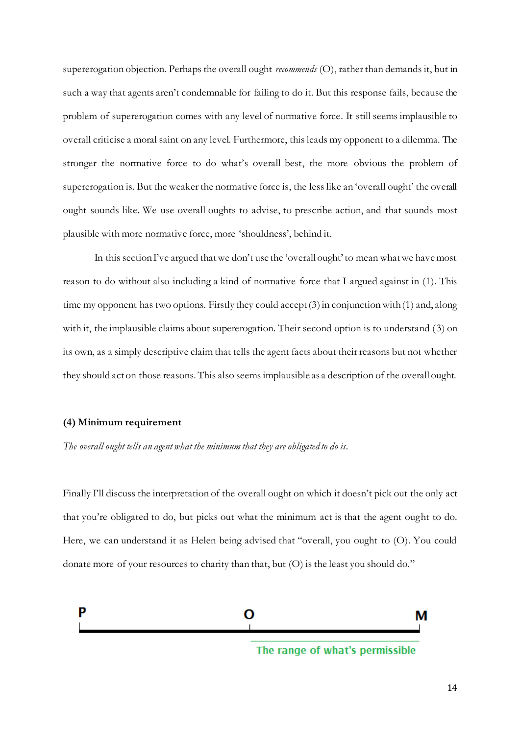supererogation objection. Perhaps the overall ought *recommends* (O), rather than demands it, but in such a way that agents aren't condemnable for failing to do it. But this response fails, because the problem of supererogation comes with any level of normative force. It still seems implausible to overall criticise a moral saint on any level. Furthermore, this leads my opponent to a dilemma. The stronger the normative force to do what's overall best, the more obvious the problem of supererogation is. But the weaker the normative force is, the less like an 'overall ought' the overall ought sounds like. We use overall oughts to advise, to prescribe action, and that sounds most plausible with more normative force, more 'shouldness', behind it.

In this section I've argued that we don't use the 'overall ought' to mean what we have most reason to do without also including a kind of normative force that I argued against in (1). This time my opponent has two options. Firstly they could accept (3) in conjunction with (1) and, along with it, the implausible claims about supererogation. Their second option is to understand (3) on its own, as a simply descriptive claim that tells the agent facts about their reasons but not whether they should act on those reasons. This also seems implausible as a description of the overall ought.

### (4) Minimum requirement

*The overall ought tells an agent what the minimum that they are obligated to do is.*

Finally I'll discuss the interpretation of the overall ought on which it doesn't pick out the only act that you're obligated to do, but picks out what the minimum act is that the agent ought to do. Here, we can understand it as Helen being advised that "overall, you ought to (O). You could donate more of your resources to charity than that, but (O) is the least you should do."

P — O — M

The range of what's permissible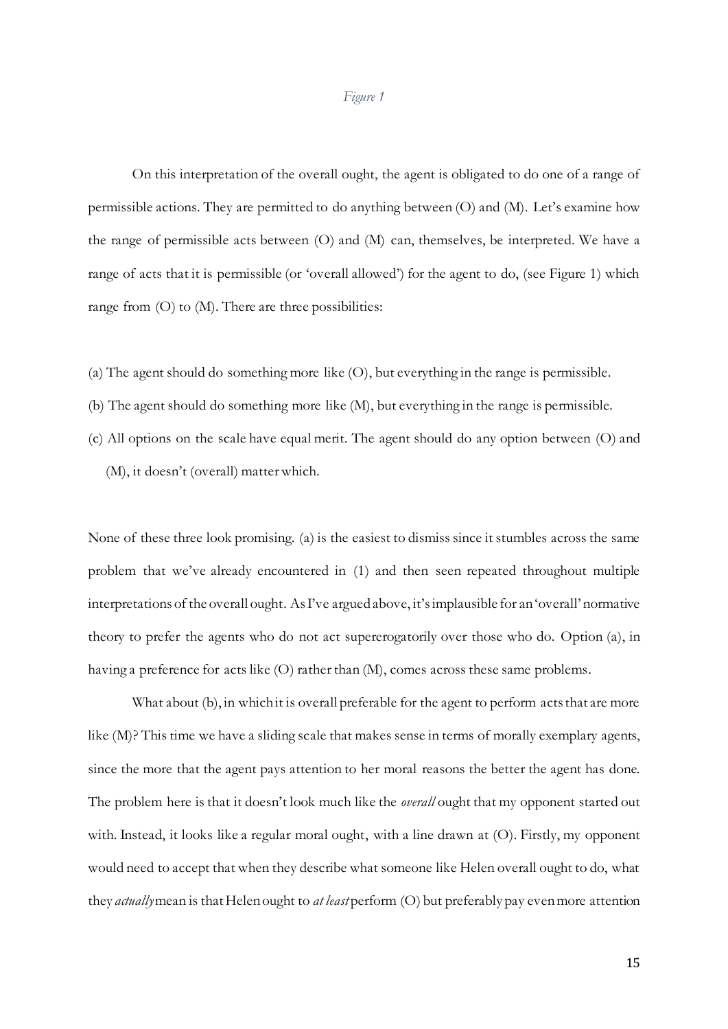*Figure 1*

On this interpretation of the overall ought, the agent is obligated to do one of a range of permissible actions. They are permitted to do anything between (O) and (M). Let's examine how the range of permissible acts between (O) and (M) can, themselves, be interpreted. We have a range of acts that it is permissible (or 'overall allowed') for the agent to do, (see Figure 1) which range from (O) to (M). There are three possibilities:

(a) The agent should do something more like (O), but everything in the range is permissible.

(b) The agent should do something more like (M), but everything in the range is permissible.

(c) All options on the scale have equal merit. The agent should do any option between (O) and (M), it doesn't (overall) matter which.

None of these three look promising. (a) is the easiest to dismiss since it stumbles across the same problem that we've already encountered in (1) and then seen repeated throughout multiple interpretations of the overall ought. As I've argued above, it's implausible for an 'overall' normative theory to prefer the agents who do not act supererogatorily over those who do. Option (a), in having a preference for acts like (O) rather than (M), comes across these same problems.

What about (b), in which it is overall preferable for the agent to perform acts that are more like (M)? This time we have a sliding scale that makes sense in terms of morally exemplary agents, since the more that the agent pays attention to her moral reasons the better the agent has done. The problem here is that it doesn't look much like the *overall* ought that my opponent started out with. Instead, it looks like a regular moral ought, with a line drawn at (O). Firstly, my opponent would need to accept that when they describe what someone like Helen overall ought to do, what they *actually* mean is that Helen ought to *at least* perform (O) but preferably pay even more attention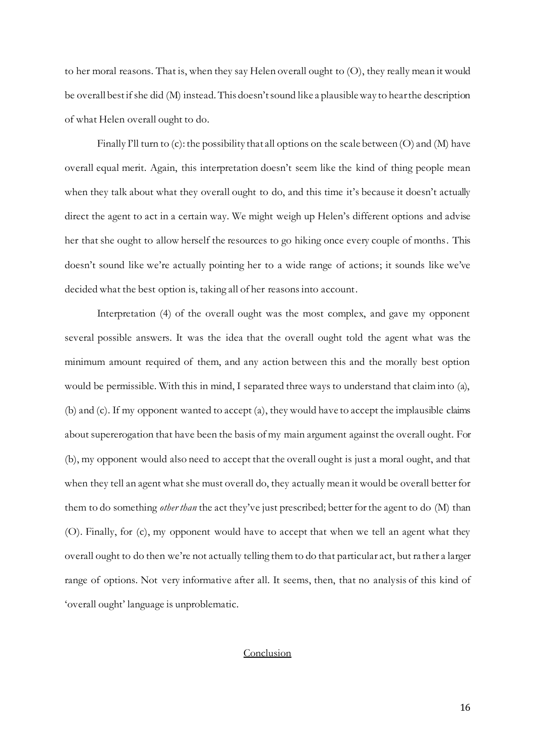to her moral reasons. That is, when they say Helen overall ought to (O), they really mean it would be overall best if she did (M) instead. This doesn't sound like a plausible way to hear the description of what Helen overall ought to do.

Finally I'll turn to (c): the possibility that all options on the scale between (O) and (M) have overall equal merit. Again, this interpretation doesn't seem like the kind of thing people mean when they talk about what they overall ought to do, and this time it's because it doesn't actually direct the agent to act in a certain way. We might weigh up Helen's different options and advise her that she ought to allow herself the resources to go hiking once every couple of months. This doesn't sound like we're actually pointing her to a wide range of actions; it sounds like we've decided what the best option is, taking all of her reasons into account.

Interpretation (4) of the overall ought was the most complex, and gave my opponent several possible answers. It was the idea that the overall ought told the agent what was the minimum amount required of them, and any action between this and the morally best option would be permissible. With this in mind, I separated three ways to understand that claim into (a), (b) and (c). If my opponent wanted to accept (a), they would have to accept the implausible claims about supererogation that have been the basis of my main argument against the overall ought. For (b), my opponent would also need to accept that the overall ought is just a moral ought, and that when they tell an agent what she must overall do, they actually mean it would be overall better for them to do something *other than* the act they've just prescribed; better for the agent to do (M) than (O). Finally, for (c), my opponent would have to accept that when we tell an agent what they overall ought to do then we're not actually telling them to do that particular act, but rather a larger range of options. Not very informative after all. It seems, then, that no analysis of this kind of 'overall ought' language is unproblematic.

## Conclusion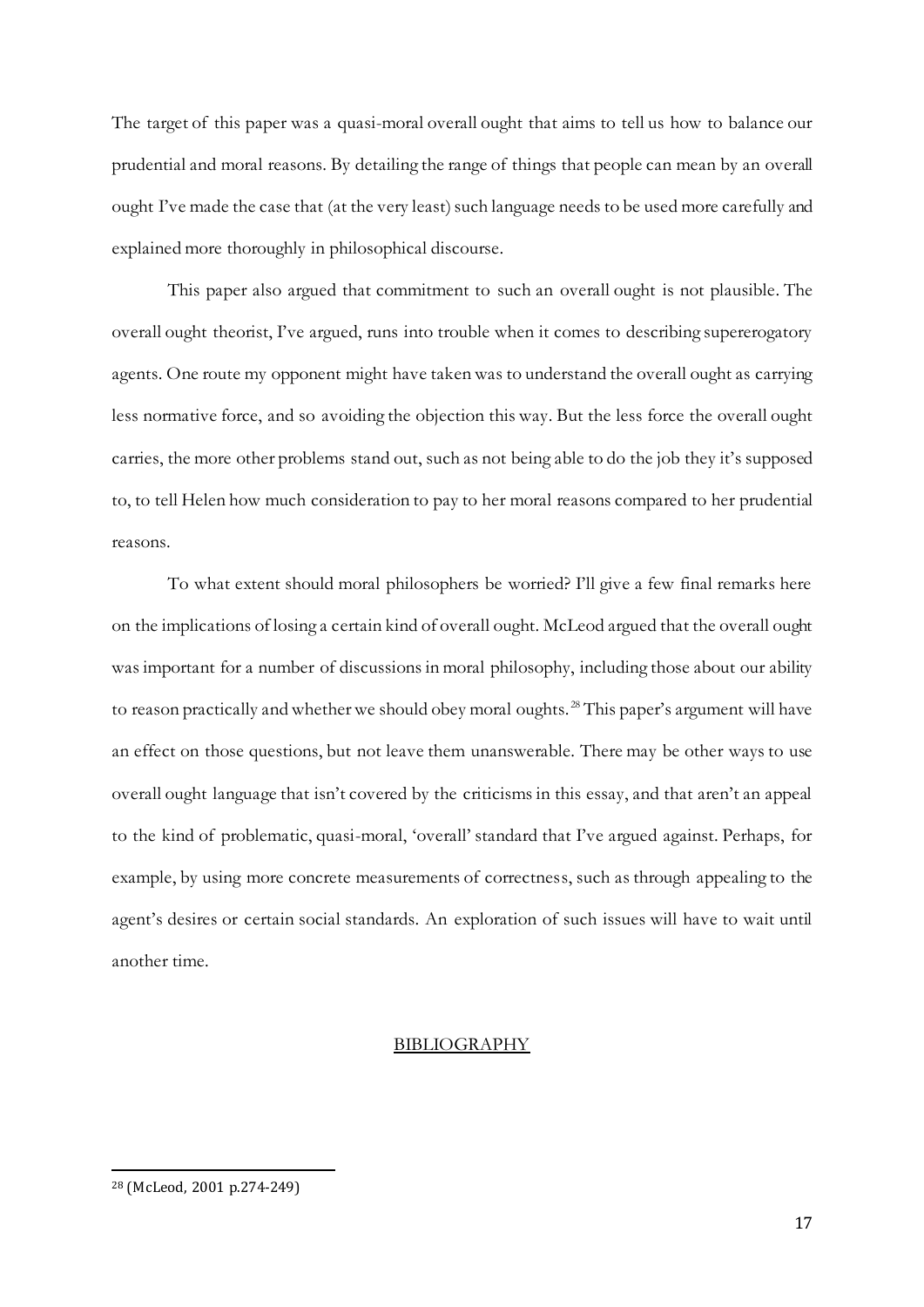The target of this paper was a quasi-moral overall ought that aims to tell us how to balance our prudential and moral reasons. By detailing the range of things that people can mean by an overall ought I've made the case that (at the very least) such language needs to be used more carefully and explained more thoroughly in philosophical discourse.

This paper also argued that commitment to such an overall ought is not plausible. The overall ought theorist, I've argued, runs into trouble when it comes to describing supererogatory agents. One route my opponent might have taken was to understand the overall ought as carrying less normative force, and so avoiding the objection this way. But the less force the overall ought carries, the more other problems stand out, such as not being able to do the job they it's supposed to, to tell Helen how much consideration to pay to her moral reasons compared to her prudential reasons.

To what extent should moral philosophers be worried? I'll give a few final remarks here on the implications of losing a certain kind of overall ought. McLeod argued that the overall ought was important for a number of discussions in moral philosophy, including those about our ability to reason practically and whether we should obey moral oughts.[28] This paper's argument will have an effect on those questions, but not leave them unanswerable. There may be other ways to use overall ought language that isn't covered by the criticisms in this essay, and that aren't an appeal to the kind of problematic, quasi-moral, 'overall' standard that I've argued against. Perhaps, for example, by using more concrete measurements of correctness, such as through appealing to the agent's desires or certain social standards. An exploration of such issues will have to wait until another time.

## BIBLIOGRAPHY

---

[28] (McLeod, 2001 p.274-249)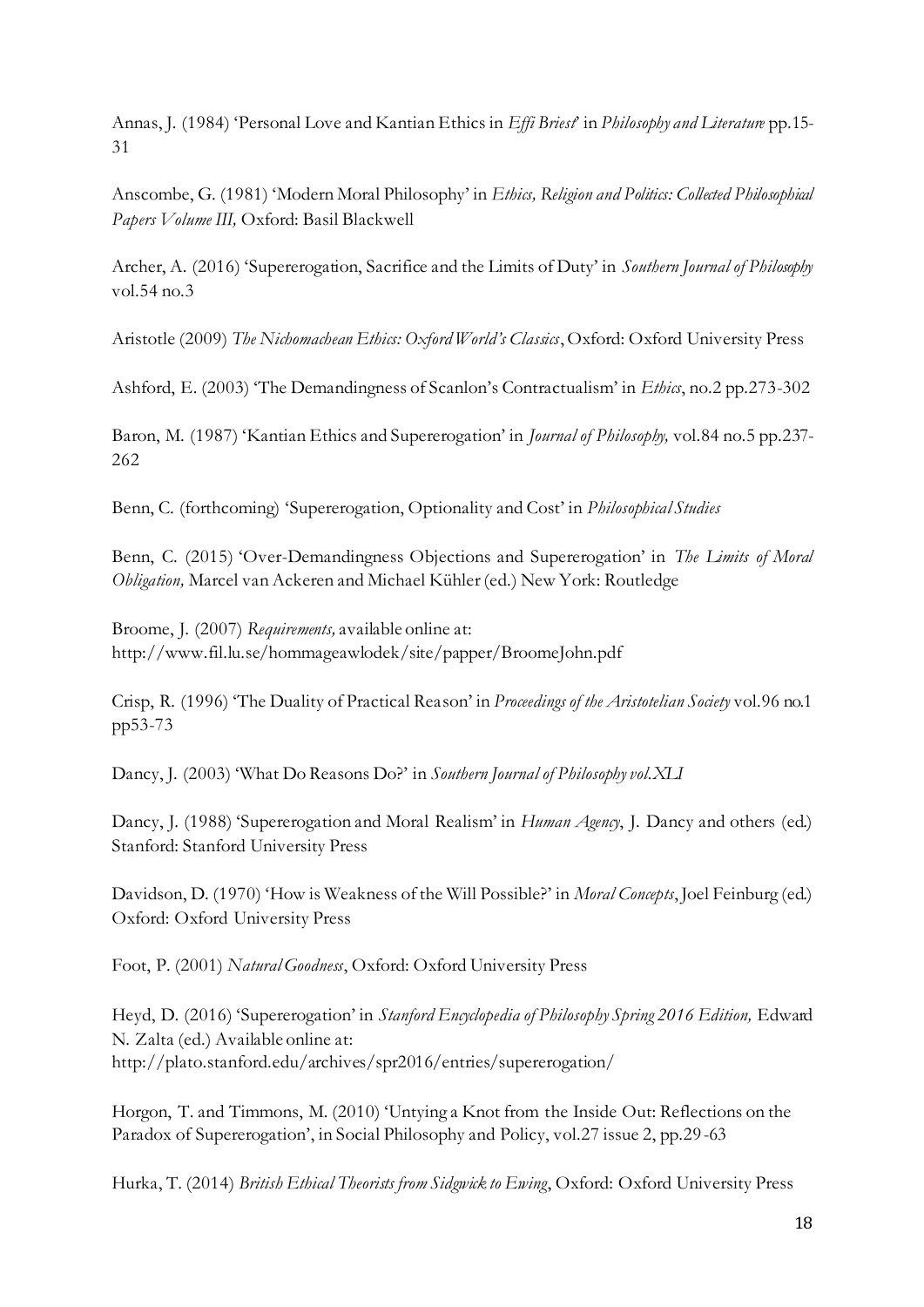Annas, J. (1984) 'Personal Love and Kantian Ethics in *Effi Briest*' in *Philosophy and Literature* pp.15-31

Anscombe, G. (1981) 'Modern Moral Philosophy' in *Ethics, Religion and Politics: Collected Philosophical Papers Volume III,* Oxford: Basil Blackwell

Archer, A. (2016) 'Supererogation, Sacrifice and the Limits of Duty' in *Southern Journal of Philosophy* vol.54 no.3

Aristotle (2009) *The Nichomachean Ethics: Oxford World's Classics*, Oxford: Oxford University Press

Ashford, E. (2003) 'The Demandingness of Scanlon's Contractualism' in *Ethics*, no.2 pp.273-302

Baron, M. (1987) 'Kantian Ethics and Supererogation' in *Journal of Philosophy,* vol.84 no.5 pp.237-262

Benn, C. (forthcoming) 'Supererogation, Optionality and Cost' in *Philosophical Studies*

Benn, C. (2015) 'Over-Demandingness Objections and Supererogation' in *The Limits of Moral Obligation,* Marcel van Ackeren and Michael Kühler (ed.) New York: Routledge

Broome, J. (2007) *Requirements,* available online at: http://www.fil.lu.se/hommageawlodek/site/papper/BroomeJohn.pdf

Crisp, R. (1996) 'The Duality of Practical Reason' in *Proceedings of the Aristotelian Society* vol.96 no.1 pp53-73

Dancy, J. (2003) 'What Do Reasons Do?' in *Southern Journal of Philosophy vol.XLI*

Dancy, J. (1988) 'Supererogation and Moral Realism' in *Human Agency*, J. Dancy and others (ed.) Stanford: Stanford University Press

Davidson, D. (1970) 'How is Weakness of the Will Possible?' in *Moral Concepts*, Joel Feinburg (ed.) Oxford: Oxford University Press

Foot, P. (2001) *Natural Goodness*, Oxford: Oxford University Press

Heyd, D. (2016) 'Supererogation' in *Stanford Encyclopedia of Philosophy Spring 2016 Edition,* Edward N. Zalta (ed.) Available online at: http://plato.stanford.edu/archives/spr2016/entries/supererogation/

Horgon, T. and Timmons, M. (2010) 'Untying a Knot from the Inside Out: Reflections on the Paradox of Supererogation', in Social Philosophy and Policy, vol.27 issue 2, pp.29-63

Hurka, T. (2014) *British Ethical Theorists from Sidgwick to Ewing*, Oxford: Oxford University Press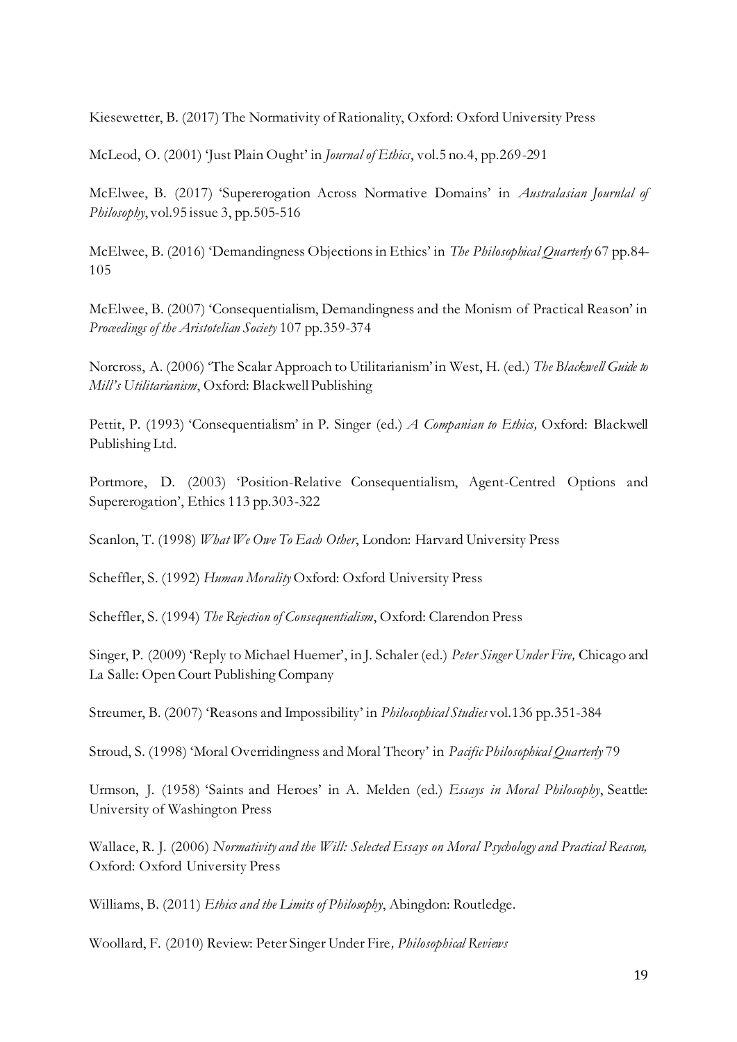Kiesewetter, B. (2017) The Normativity of Rationality, Oxford: Oxford University Press

McLeod, O. (2001) 'Just Plain Ought' in *Journal of Ethics*, vol.5 no.4, pp.269-291

McElwee, B. (2017) 'Supererogation Across Normative Domains' in *Australasian Journlal of Philosophy*, vol.95 issue 3, pp.505-516

McElwee, B. (2016) 'Demandingness Objections in Ethics' in *The Philosophical Quarterly* 67 pp.84-105

McElwee, B. (2007) 'Consequentialism, Demandingness and the Monism of Practical Reason' in *Proceedings of the Aristotelian Society* 107 pp.359-374

Norcross, A. (2006) 'The Scalar Approach to Utilitarianism' in West, H. (ed.) *The Blackwell Guide to Mill's Utilitarianism*, Oxford: Blackwell Publishing

Pettit, P. (1993) 'Consequentialism' in P. Singer (ed.) *A Companian to Ethics,* Oxford: Blackwell Publishing Ltd.

Portmore, D. (2003) 'Position-Relative Consequentialism, Agent-Centred Options and Supererogation', Ethics 113 pp.303-322

Scanlon, T. (1998) *What We Owe To Each Other*, London: Harvard University Press

Scheffler, S. (1992) *Human Morality* Oxford: Oxford University Press

Scheffler, S. (1994) *The Rejection of Consequentialism*, Oxford: Clarendon Press

Singer, P. (2009) 'Reply to Michael Huemer', in J. Schaler (ed.) *Peter Singer Under Fire,* Chicago and La Salle: Open Court Publishing Company

Streumer, B. (2007) 'Reasons and Impossibility' in *Philosophical Studies* vol.136 pp.351-384

Stroud, S. (1998) 'Moral Overridingness and Moral Theory' in *Pacific Philosophical Quarterly* 79

Urmson, J. (1958) 'Saints and Heroes' in A. Melden (ed.) *Essays in Moral Philosophy*, Seattle: University of Washington Press

Wallace, R. J. (2006) *Normativity and the Will: Selected Essays on Moral Psychology and Practical Reason,* Oxford: Oxford University Press

Williams, B. (2011) *Ethics and the Limits of Philosophy*, Abingdon: Routledge.

Woollard, F. (2010) Review: Peter Singer Under Fire*, Philosophical Reviews*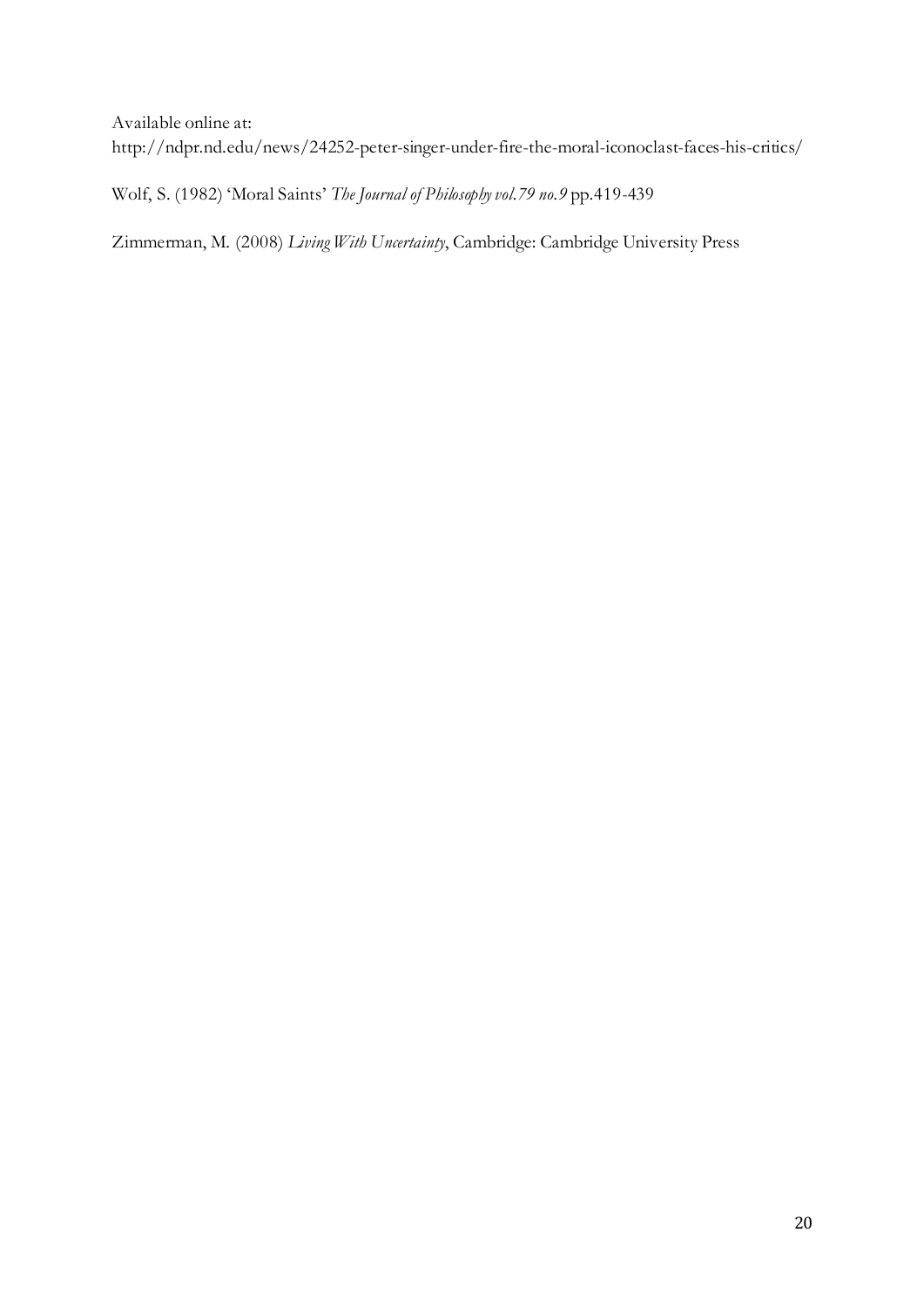Available online at:
http://ndpr.nd.edu/news/24252-peter-singer-under-fire-the-moral-iconoclast-faces-his-critics/

Wolf, S. (1982) 'Moral Saints' *The Journal of Philosophy vol.79 no.9* pp.419-439

Zimmerman, M. (2008) *Living With Uncertainty*, Cambridge: Cambridge University Press